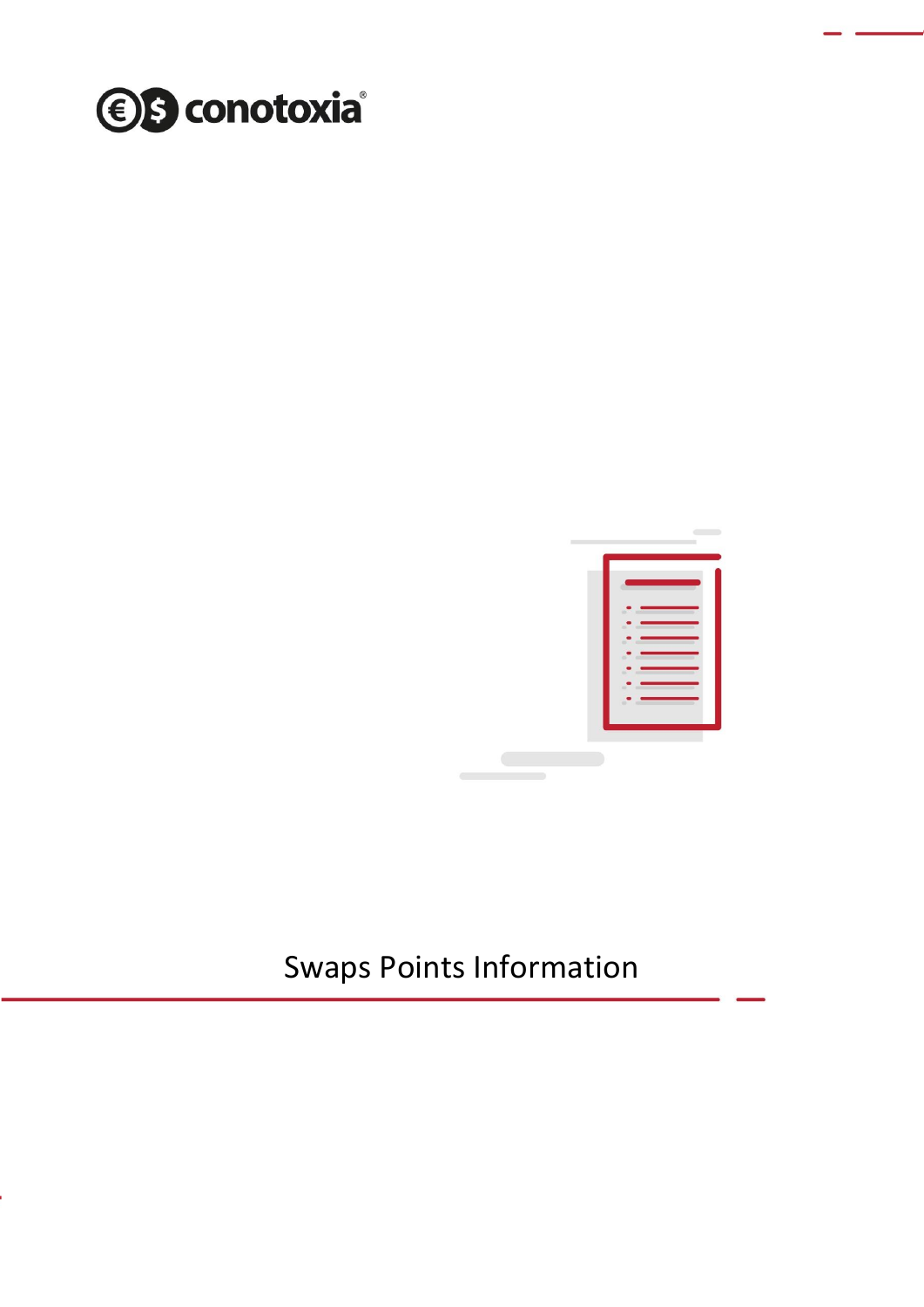conotoxia®

# Swaps Points Information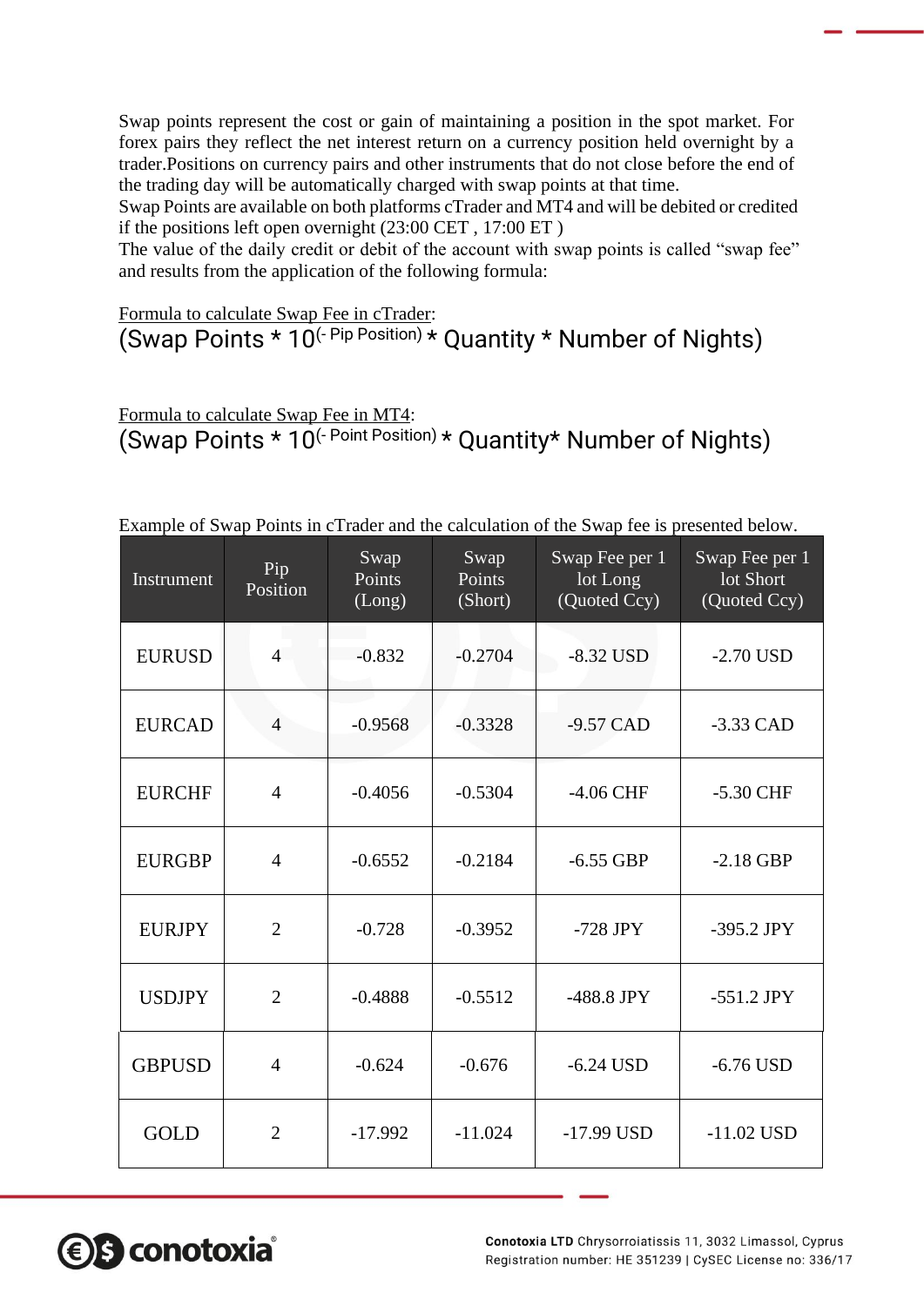Swap points represent the cost or gain of maintaining a position in the spot market. For forex pairs they reflect the net interest return on a currency position held overnight by a trader.Positions on currency pairs and other instruments that do not close before the end of the trading day will be automatically charged with swap points at that time.
Swap Points are available on both platforms cTrader and MT4 and will be debited or credited if the positions left open overnight (23:00 CET , 17:00 ET )
The value of the daily credit or debit of the account with swap points is called “swap fee” and results from the application of the following formula:

Formula to calculate Swap Fee in cTrader:

$$(\text{Swap Points} * 10^{(-\text{ Pip Position})} * \text{Quantity} * \text{Number of Nights})$$

Formula to calculate Swap Fee in MT4:

$$(\text{Swap Points} * 10^{(-\text{ Point Position})} * \text{Quantity} * \text{Number of Nights})$$

Example of Swap Points in cTrader and the calculation of the Swap fee is presented below.

| Instrument | Pip Position | Swap Points (Long) | Swap Points (Short) | Swap Fee per 1 lot Long (Quoted Ccy) | Swap Fee per 1 lot Short (Quoted Ccy) |
|---|---|---|---|---|---|
| EURUSD | 4 | -0.832 | -0.2704 | -8.32 USD | -2.70 USD |
| EURCAD | 4 | -0.9568 | -0.3328 | -9.57 CAD | -3.33 CAD |
| EURCHF | 4 | -0.4056 | -0.5304 | -4.06 CHF | -5.30 CHF |
| EURGBP | 4 | -0.6552 | -0.2184 | -6.55 GBP | -2.18 GBP |
| EURJPY | 2 | -0.728 | -0.3952 | -728 JPY | -395.2 JPY |
| USDJPY | 2 | -0.4888 | -0.5512 | -488.8 JPY | -551.2 JPY |
| GBPUSD | 4 | -0.624 | -0.676 | -6.24 USD | -6.76 USD |
| GOLD | 2 | -17.992 | -11.024 | -17.99 USD | -11.02 USD |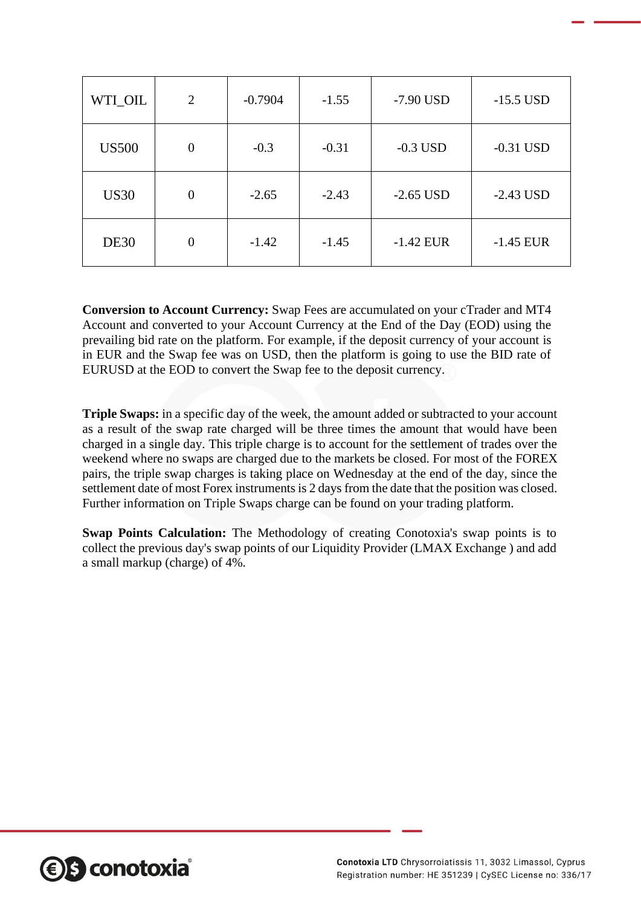| | | | | | |
|---|---|---|---|---|---|
| WTI_OIL | 2 | -0.7904 | -1.55 | -7.90 USD | -15.5 USD |
| US500 | 0 | -0.3 | -0.31 | -0.3 USD | -0.31 USD |
| US30 | 0 | -2.65 | -2.43 | -2.65 USD | -2.43 USD |
| DE30 | 0 | -1.42 | -1.45 | -1.42 EUR | -1.45 EUR |

**Conversion to Account Currency:** Swap Fees are accumulated on your cTrader and MT4 Account and converted to your Account Currency at the End of the Day (EOD) using the prevailing bid rate on the platform. For example, if the deposit currency of your account is in EUR and the Swap fee was on USD, then the platform is going to use the BID rate of EURUSD at the EOD to convert the Swap fee to the deposit currency.

**Triple Swaps:** in a specific day of the week, the amount added or subtracted to your account as a result of the swap rate charged will be three times the amount that would have been charged in a single day. This triple charge is to account for the settlement of trades over the weekend where no swaps are charged due to the markets be closed. For most of the FOREX pairs, the triple swap charges is taking place on Wednesday at the end of the day, since the settlement date of most Forex instruments is 2 days from the date that the position was closed. Further information on Triple Swaps charge can be found on your trading platform.

**Swap Points Calculation:** The Methodology of creating Conotoxia's swap points is to collect the previous day's swap points of our Liquidity Provider (LMAX Exchange ) and add a small markup (charge) of 4%.